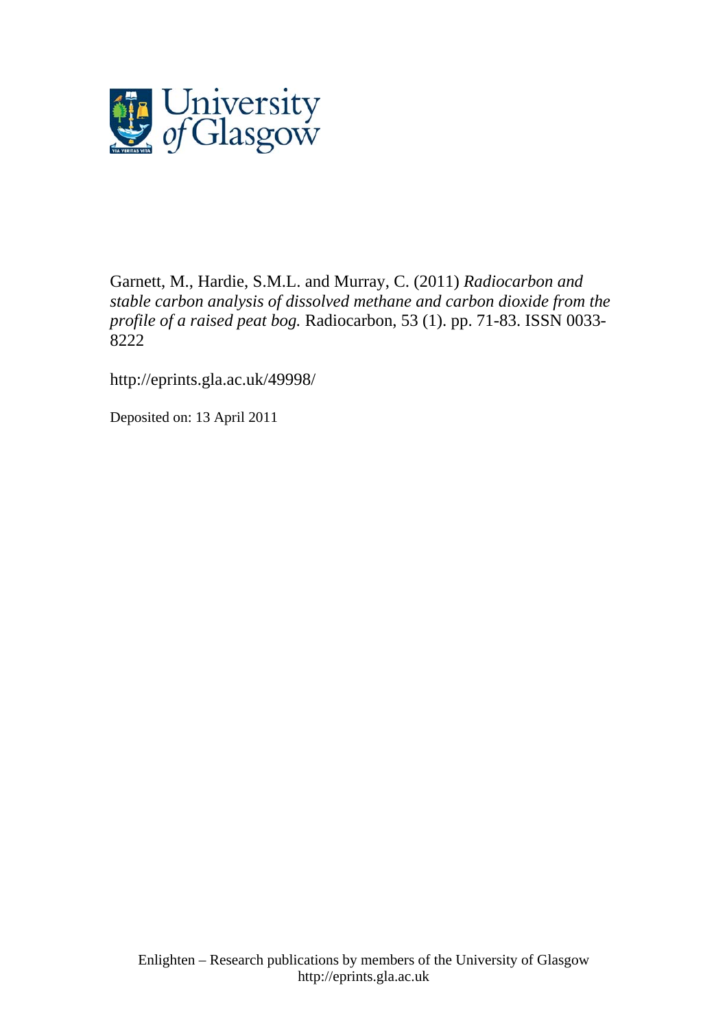Garnett, M., Hardie, S.M.L. and Murray, C. (2011) *Radiocarbon and stable carbon analysis of dissolved methane and carbon dioxide from the profile of a raised peat bog.* Radiocarbon, 53 (1). pp. 71-83. ISSN 0033-8222

http://eprints.gla.ac.uk/49998/

Deposited on: 13 April 2011

Enlighten – Research publications by members of the University of Glasgow
http://eprints.gla.ac.uk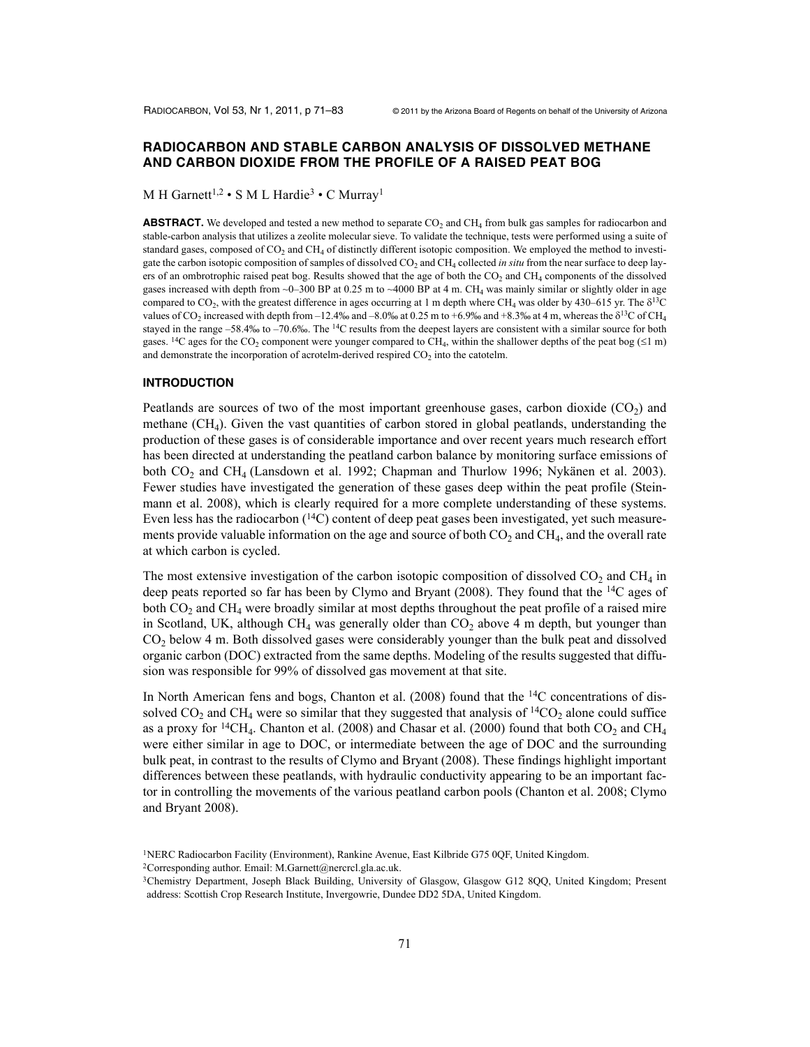## RADIOCARBON AND STABLE CARBON ANALYSIS OF DISSOLVED METHANE AND CARBON DIOXIDE FROM THE PROFILE OF A RAISED PEAT BOG

M H Garnett[1,2] • S M L Hardie[3] • C Murray[1]

**ABSTRACT.** We developed and tested a new method to separate $CO_2$ and $CH_4$ from bulk gas samples for radiocarbon and stable-carbon analysis that utilizes a zeolite molecular sieve. To validate the technique, tests were performed using a suite of standard gases, composed of $CO_2$ and $CH_4$ of distinctly different isotopic composition. We employed the method to investigate the carbon isotopic composition of samples of dissolved $CO_2$ and $CH_4$ collected *in situ* from the near surface to deep layers of an ombrotrophic raised peat bog. Results showed that the age of both the $CO_2$ and $CH_4$ components of the dissolved gases increased with depth from ~0–300 BP at 0.25 m to ~4000 BP at 4 m. $CH_4$ was mainly similar or slightly older in age compared to $CO_2$, with the greatest difference in ages occurring at 1 m depth where $CH_4$ was older by 430–615 yr. The $\delta^{13}C$ values of $CO_2$ increased with depth from –12.4‰ and –8.0‰ at 0.25 m to +6.9‰ and +8.3‰ at 4 m, whereas the $\delta^{13}C$ of $CH_4$ stayed in the range –58.4‰ to –70.6‰. The $^{14}C$ results from the deepest layers are consistent with a similar source for both gases. $^{14}C$ ages for the $CO_2$ component were younger compared to $CH_4$, within the shallower depths of the peat bog (≤1 m) and demonstrate the incorporation of acrotelm-derived respired $CO_2$ into the catotelm.

### INTRODUCTION

Peatlands are sources of two of the most important greenhouse gases, carbon dioxide ($CO_2$) and methane ($CH_4$). Given the vast quantities of carbon stored in global peatlands, understanding the production of these gases is of considerable importance and over recent years much research effort has been directed at understanding the peatland carbon balance by monitoring surface emissions of both $CO_2$ and $CH_4$ (Lansdown et al. 1992; Chapman and Thurlow 1996; Nykänen et al. 2003). Fewer studies have investigated the generation of these gases deep within the peat profile (Steinmann et al. 2008), which is clearly required for a more complete understanding of these systems. Even less has the radiocarbon ($^{14}C$) content of deep peat gases been investigated, yet such measurements provide valuable information on the age and source of both $CO_2$ and $CH_4$, and the overall rate at which carbon is cycled.

The most extensive investigation of the carbon isotopic composition of dissolved $CO_2$ and $CH_4$ in deep peats reported so far has been by Clymo and Bryant (2008). They found that the $^{14}C$ ages of both $CO_2$ and $CH_4$ were broadly similar at most depths throughout the peat profile of a raised mire in Scotland, UK, although $CH_4$ was generally older than $CO_2$ above 4 m depth, but younger than $CO_2$ below 4 m. Both dissolved gases were considerably younger than the bulk peat and dissolved organic carbon (DOC) extracted from the same depths. Modeling of the results suggested that diffusion was responsible for 99% of dissolved gas movement at that site.

In North American fens and bogs, Chanton et al. (2008) found that the $^{14}C$ concentrations of dissolved $CO_2$ and $CH_4$ were so similar that they suggested that analysis of $^{14}CO_2$ alone could suffice as a proxy for $^{14}CH_4$. Chanton et al. (2008) and Chasar et al. (2000) found that both $CO_2$ and $CH_4$ were either similar in age to DOC, or intermediate between the age of DOC and the surrounding bulk peat, in contrast to the results of Clymo and Bryant (2008). These findings highlight important differences between these peatlands, with hydraulic conductivity appearing to be an important factor in controlling the movements of the various peatland carbon pools (Chanton et al. 2008; Clymo and Bryant 2008).

[1]NERC Radiocarbon Facility (Environment), Rankine Avenue, East Kilbride G75 0QF, United Kingdom.
[2]Corresponding author. Email: M.Garnett@nercrcl.gla.ac.uk.
[3]Chemistry Department, Joseph Black Building, University of Glasgow, Glasgow G12 8QQ, United Kingdom; Present address: Scottish Crop Research Institute, Invergowrie, Dundee DD2 5DA, United Kingdom.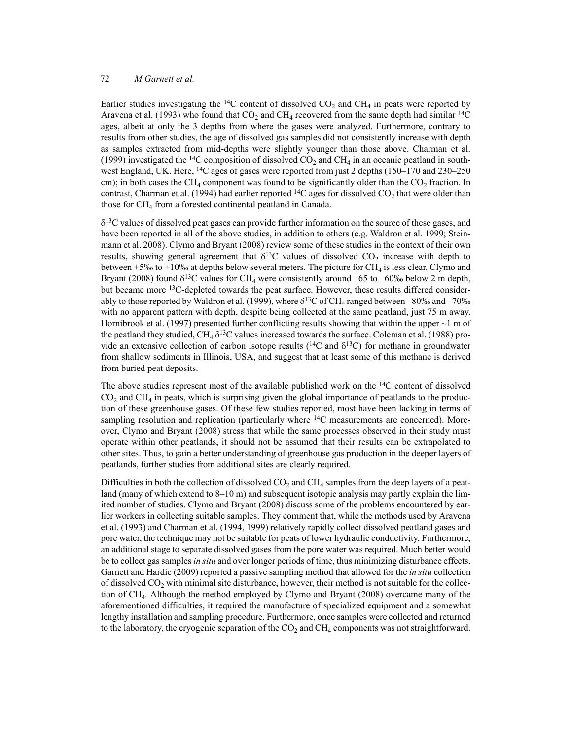Earlier studies investigating the $^{14}C$ content of dissolved $CO_2$ and $CH_4$ in peats were reported by Aravena et al. (1993) who found that $CO_2$ and $CH_4$ recovered from the same depth had similar $^{14}C$ ages, albeit at only the 3 depths from where the gases were analyzed. Furthermore, contrary to results from other studies, the age of dissolved gas samples did not consistently increase with depth as samples extracted from mid-depths were slightly younger than those above. Charman et al. (1999) investigated the $^{14}C$ composition of dissolved $CO_2$ and $CH_4$ in an oceanic peatland in southwest England, UK. Here, $^{14}C$ ages of gases were reported from just 2 depths (150–170 and 230–250 cm); in both cases the $CH_4$ component was found to be significantly older than the $CO_2$ fraction. In contrast, Charman et al. (1994) had earlier reported $^{14}C$ ages for dissolved $CO_2$ that were older than those for $CH_4$ from a forested continental peatland in Canada.

$\delta^{13}C$ values of dissolved peat gases can provide further information on the source of these gases, and have been reported in all of the above studies, in addition to others (e.g. Waldron et al. 1999; Steinmann et al. 2008). Clymo and Bryant (2008) review some of these studies in the context of their own results, showing general agreement that $\delta^{13}C$ values of dissolved $CO_2$ increase with depth to between +5‰ to +10‰ at depths below several meters. The picture for $CH_4$ is less clear. Clymo and Bryant (2008) found $\delta^{13}C$ values for $CH_4$ were consistently around –65 to –60‰ below 2 m depth, but became more $^{13}C$-depleted towards the peat surface. However, these results differed considerably to those reported by Waldron et al. (1999), where $\delta^{13}C$ of $CH_4$ ranged between –80‰ and –70‰ with no apparent pattern with depth, despite being collected at the same peatland, just 75 m away. Hornibrook et al. (1997) presented further conflicting results showing that within the upper ~1 m of the peatland they studied, $CH_4$ $\delta^{13}C$ values increased towards the surface. Coleman et al. (1988) provide an extensive collection of carbon isotope results ($^{14}C$ and $\delta^{13}C$) for methane in groundwater from shallow sediments in Illinois, USA, and suggest that at least some of this methane is derived from buried peat deposits.

The above studies represent most of the available published work on the $^{14}C$ content of dissolved $CO_2$ and $CH_4$ in peats, which is surprising given the global importance of peatlands to the production of these greenhouse gases. Of these few studies reported, most have been lacking in terms of sampling resolution and replication (particularly where $^{14}C$ measurements are concerned). Moreover, Clymo and Bryant (2008) stress that while the same processes observed in their study must operate within other peatlands, it should not be assumed that their results can be extrapolated to other sites. Thus, to gain a better understanding of greenhouse gas production in the deeper layers of peatlands, further studies from additional sites are clearly required.

Difficulties in both the collection of dissolved $CO_2$ and $CH_4$ samples from the deep layers of a peatland (many of which extend to 8–10 m) and subsequent isotopic analysis may partly explain the limited number of studies. Clymo and Bryant (2008) discuss some of the problems encountered by earlier workers in collecting suitable samples. They comment that, while the methods used by Aravena et al. (1993) and Charman et al. (1994, 1999) relatively rapidly collect dissolved peatland gases and pore water, the technique may not be suitable for peats of lower hydraulic conductivity. Furthermore, an additional stage to separate dissolved gases from the pore water was required. Much better would be to collect gas samples *in situ* and over longer periods of time, thus minimizing disturbance effects. Garnett and Hardie (2009) reported a passive sampling method that allowed for the *in situ* collection of dissolved $CO_2$ with minimal site disturbance, however, their method is not suitable for the collection of $CH_4$. Although the method employed by Clymo and Bryant (2008) overcame many of the aforementioned difficulties, it required the manufacture of specialized equipment and a somewhat lengthy installation and sampling procedure. Furthermore, once samples were collected and returned to the laboratory, the cryogenic separation of the $CO_2$ and $CH_4$ components was not straightforward.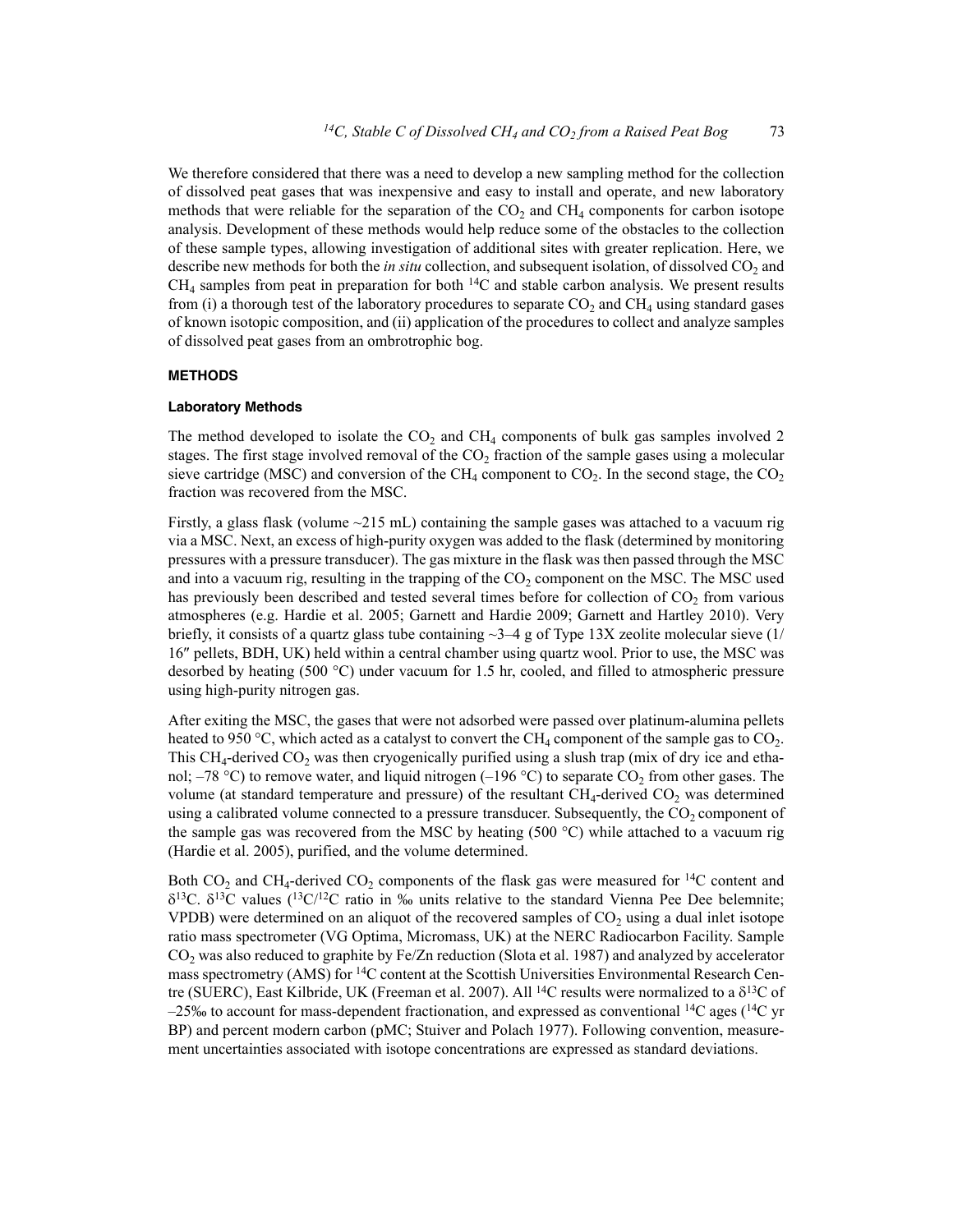We therefore considered that there was a need to develop a new sampling method for the collection of dissolved peat gases that was inexpensive and easy to install and operate, and new laboratory methods that were reliable for the separation of the $CO_2$ and $CH_4$ components for carbon isotope analysis. Development of these methods would help reduce some of the obstacles to the collection of these sample types, allowing investigation of additional sites with greater replication. Here, we describe new methods for both the *in situ* collection, and subsequent isolation, of dissolved $CO_2$ and $CH_4$ samples from peat in preparation for both $^{14}C$ and stable carbon analysis. We present results from (i) a thorough test of the laboratory procedures to separate $CO_2$ and $CH_4$ using standard gases of known isotopic composition, and (ii) application of the procedures to collect and analyze samples of dissolved peat gases from an ombrotrophic bog.

## METHODS

### Laboratory Methods

The method developed to isolate the $CO_2$ and $CH_4$ components of bulk gas samples involved 2 stages. The first stage involved removal of the $CO_2$ fraction of the sample gases using a molecular sieve cartridge (MSC) and conversion of the $CH_4$ component to $CO_2$. In the second stage, the $CO_2$ fraction was recovered from the MSC.

Firstly, a glass flask (volume ~215 mL) containing the sample gases was attached to a vacuum rig via a MSC. Next, an excess of high-purity oxygen was added to the flask (determined by monitoring pressures with a pressure transducer). The gas mixture in the flask was then passed through the MSC and into a vacuum rig, resulting in the trapping of the $CO_2$ component on the MSC. The MSC used has previously been described and tested several times before for collection of $CO_2$ from various atmospheres (e.g. Hardie et al. 2005; Garnett and Hardie 2009; Garnett and Hartley 2010). Very briefly, it consists of a quartz glass tube containing ~3–4 g of Type 13X zeolite molecular sieve (1/16″ pellets, BDH, UK) held within a central chamber using quartz wool. Prior to use, the MSC was desorbed by heating (500 °C) under vacuum for 1.5 hr, cooled, and filled to atmospheric pressure using high-purity nitrogen gas.

After exiting the MSC, the gases that were not adsorbed were passed over platinum-alumina pellets heated to 950 °C, which acted as a catalyst to convert the $CH_4$ component of the sample gas to $CO_2$. This $CH_4$-derived $CO_2$ was then cryogenically purified using a slush trap (mix of dry ice and ethanol; –78 °C) to remove water, and liquid nitrogen (–196 °C) to separate $CO_2$ from other gases. The volume (at standard temperature and pressure) of the resultant $CH_4$-derived $CO_2$ was determined using a calibrated volume connected to a pressure transducer. Subsequently, the $CO_2$ component of the sample gas was recovered from the MSC by heating (500 °C) while attached to a vacuum rig (Hardie et al. 2005), purified, and the volume determined.

Both $CO_2$ and $CH_4$-derived $CO_2$ components of the flask gas were measured for $^{14}C$ content and $\delta^{13}C$. $\delta^{13}C$ values ($^{13}C/^{12}C$ ratio in ‰ units relative to the standard Vienna Pee Dee belemnite; VPDB) were determined on an aliquot of the recovered samples of $CO_2$ using a dual inlet isotope ratio mass spectrometer (VG Optima, Micromass, UK) at the NERC Radiocarbon Facility. Sample $CO_2$ was also reduced to graphite by Fe/Zn reduction (Slota et al. 1987) and analyzed by accelerator mass spectrometry (AMS) for $^{14}C$ content at the Scottish Universities Environmental Research Centre (SUERC), East Kilbride, UK (Freeman et al. 2007). All $^{14}C$ results were normalized to a $\delta^{13}C$ of –25‰ to account for mass-dependent fractionation, and expressed as conventional $^{14}C$ ages ($^{14}C$ yr BP) and percent modern carbon (pMC; Stuiver and Polach 1977). Following convention, measurement uncertainties associated with isotope concentrations are expressed as standard deviations.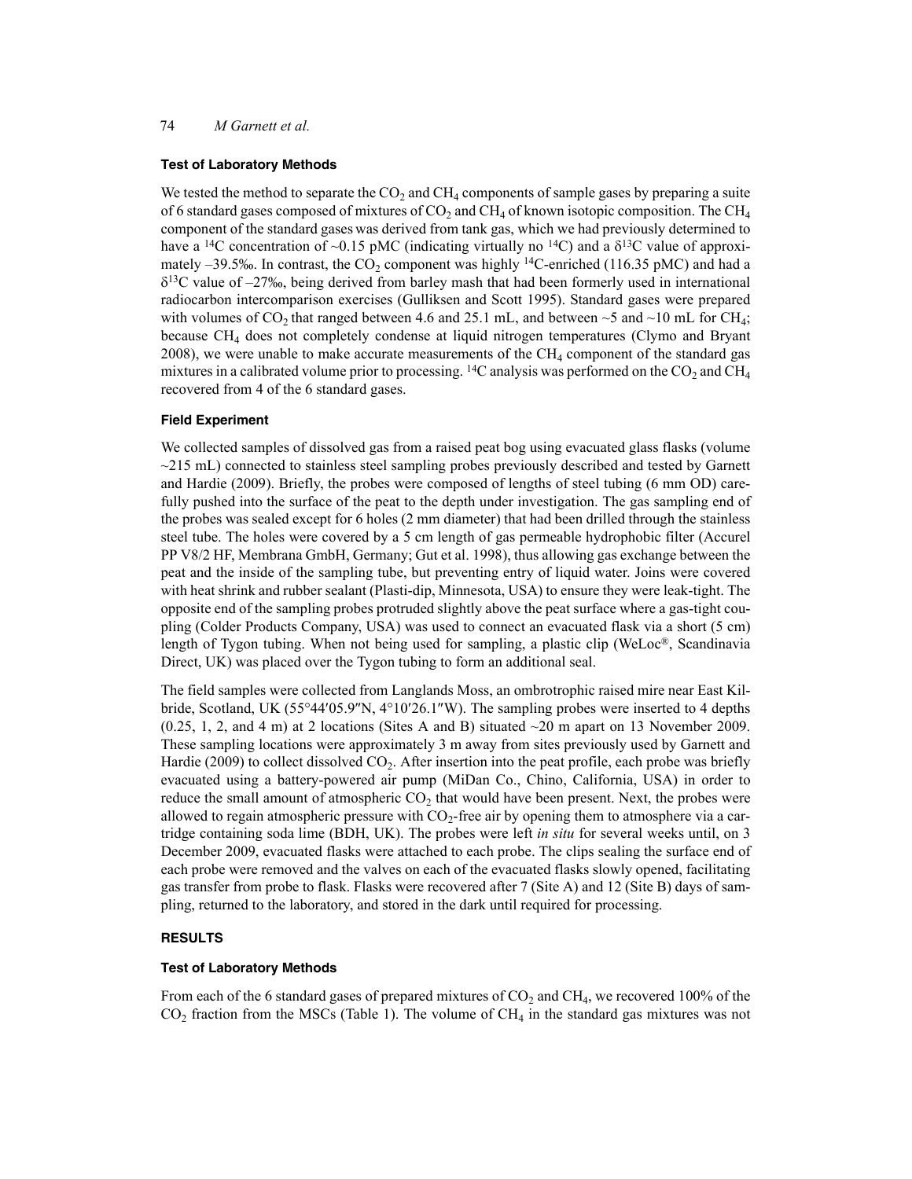### Test of Laboratory Methods

We tested the method to separate the $CO_2$ and $CH_4$ components of sample gases by preparing a suite of 6 standard gases composed of mixtures of $CO_2$ and $CH_4$ of known isotopic composition. The $CH_4$ component of the standard gases was derived from tank gas, which we had previously determined to have a $^{14}C$ concentration of ~0.15 pMC (indicating virtually no $^{14}C$) and a $\delta^{13}C$ value of approximately –39.5‰. In contrast, the $CO_2$ component was highly $^{14}C$-enriched (116.35 pMC) and had a $\delta^{13}C$ value of –27‰, being derived from barley mash that had been formerly used in international radiocarbon intercomparison exercises (Gulliksen and Scott 1995). Standard gases were prepared with volumes of $CO_2$ that ranged between 4.6 and 25.1 mL, and between ~5 and ~10 mL for $CH_4$; because $CH_4$ does not completely condense at liquid nitrogen temperatures (Clymo and Bryant 2008), we were unable to make accurate measurements of the $CH_4$ component of the standard gas mixtures in a calibrated volume prior to processing. $^{14}C$ analysis was performed on the $CO_2$ and $CH_4$ recovered from 4 of the 6 standard gases.

### Field Experiment

We collected samples of dissolved gas from a raised peat bog using evacuated glass flasks (volume ~215 mL) connected to stainless steel sampling probes previously described and tested by Garnett and Hardie (2009). Briefly, the probes were composed of lengths of steel tubing (6 mm OD) carefully pushed into the surface of the peat to the depth under investigation. The gas sampling end of the probes was sealed except for 6 holes (2 mm diameter) that had been drilled through the stainless steel tube. The holes were covered by a 5 cm length of gas permeable hydrophobic filter (Accurel PP V8/2 HF, Membrana GmbH, Germany; Gut et al. 1998), thus allowing gas exchange between the peat and the inside of the sampling tube, but preventing entry of liquid water. Joins were covered with heat shrink and rubber sealant (Plasti-dip, Minnesota, USA) to ensure they were leak-tight. The opposite end of the sampling probes protruded slightly above the peat surface where a gas-tight coupling (Colder Products Company, USA) was used to connect an evacuated flask via a short (5 cm) length of Tygon tubing. When not being used for sampling, a plastic clip (WeLoc®, Scandinavia Direct, UK) was placed over the Tygon tubing to form an additional seal.

The field samples were collected from Langlands Moss, an ombrotrophic raised mire near East Kilbride, Scotland, UK (55°44′05.9″N, 4°10′26.1″W). The sampling probes were inserted to 4 depths (0.25, 1, 2, and 4 m) at 2 locations (Sites A and B) situated ~20 m apart on 13 November 2009. These sampling locations were approximately 3 m away from sites previously used by Garnett and Hardie (2009) to collect dissolved $CO_2$. After insertion into the peat profile, each probe was briefly evacuated using a battery-powered air pump (MiDan Co., Chino, California, USA) in order to reduce the small amount of atmospheric $CO_2$ that would have been present. Next, the probes were allowed to regain atmospheric pressure with $CO_2$-free air by opening them to atmosphere via a cartridge containing soda lime (BDH, UK). The probes were left *in situ* for several weeks until, on 3 December 2009, evacuated flasks were attached to each probe. The clips sealing the surface end of each probe were removed and the valves on each of the evacuated flasks slowly opened, facilitating gas transfer from probe to flask. Flasks were recovered after 7 (Site A) and 12 (Site B) days of sampling, returned to the laboratory, and stored in the dark until required for processing.

## RESULTS

### Test of Laboratory Methods

From each of the 6 standard gases of prepared mixtures of $CO_2$ and $CH_4$, we recovered 100% of the $CO_2$ fraction from the MSCs (Table 1). The volume of $CH_4$ in the standard gas mixtures was not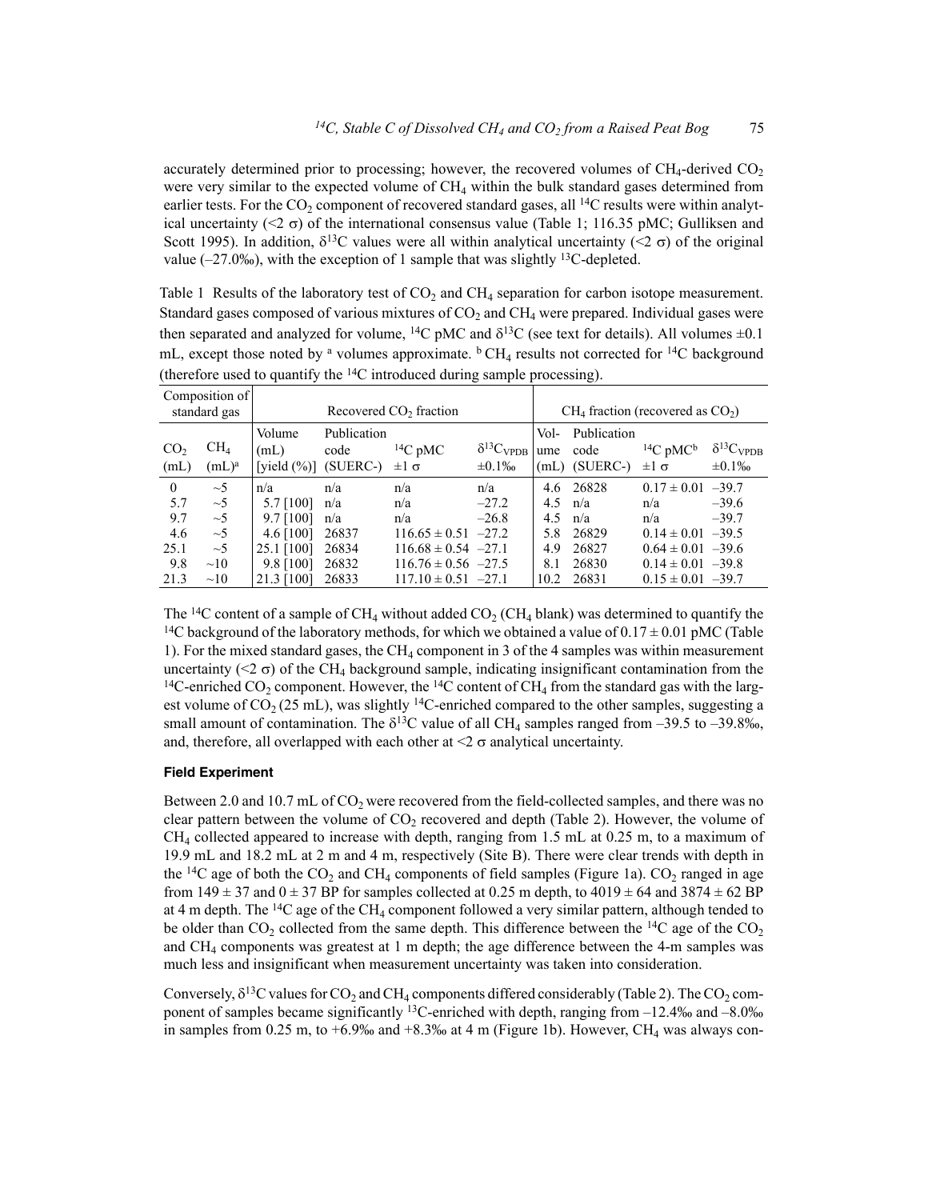accurately determined prior to processing; however, the recovered volumes of $CH_4$-derived $CO_2$ were very similar to the expected volume of $CH_4$ within the bulk standard gases determined from earlier tests. For the $CO_2$ component of recovered standard gases, all $^{14}C$ results were within analytical uncertainty ($<2\ \sigma$) of the international consensus value (Table 1; 116.35 pMC; Gulliksen and Scott 1995). In addition, $\delta^{13}C$ values were all within analytical uncertainty ($<2\ \sigma$) of the original value (–27.0‰), with the exception of 1 sample that was slightly $^{13}C$-depleted.

Table 1 Results of the laboratory test of $CO_2$ and $CH_4$ separation for carbon isotope measurement. Standard gases composed of various mixtures of $CO_2$ and $CH_4$ were prepared. Individual gases were then separated and analyzed for volume, $^{14}C$ pMC and $\delta^{13}C$ (see text for details). All volumes ±0.1 mL, except those noted by [a] volumes approximate. [b] $CH_4$ results not corrected for $^{14}C$ background (therefore used to quantify the $^{14}C$ introduced during sample processing).

| Composition of standard gas | | Recovered $CO_2$ fraction | | | | $CH_4$ fraction (recovered as $CO_2$) | | | |
|---|---|---|---|---|---|---|---|---|---|
| $CO_2$ (mL) | $CH_4$ (mL)[a] | Volume (mL) [yield (%)] | Publication code (SUERC-) | $^{14}C$ pMC ±1 σ | $\delta^{13}C_{VPDB}$ ±0.1‰ | Volume (mL) | Publication code (SUERC-) | $^{14}C$ pMC[b] ±1 σ | $\delta^{13}C_{VPDB}$ ±0.1‰ |
| 0 | ~5 | n/a | n/a | n/a | n/a | 4.6 | 26828 | 0.17 ± 0.01 | –39.7 |
| 5.7 | ~5 | 5.7 [100] | n/a | n/a | –27.2 | 4.5 | n/a | n/a | –39.6 |
| 9.7 | ~5 | 9.7 [100] | n/a | n/a | –26.8 | 4.5 | n/a | n/a | –39.7 |
| 4.6 | ~5 | 4.6 [100] | 26837 | 116.65 ± 0.51 | –27.2 | 5.8 | 26829 | 0.14 ± 0.01 | –39.5 |
| 25.1 | ~5 | 25.1 [100] | 26834 | 116.68 ± 0.54 | –27.1 | 4.9 | 26827 | 0.64 ± 0.01 | –39.6 |
| 9.8 | ~10 | 9.8 [100] | 26832 | 116.76 ± 0.56 | –27.5 | 8.1 | 26830 | 0.14 ± 0.01 | –39.8 |
| 21.3 | ~10 | 21.3 [100] | 26833 | 117.10 ± 0.51 | –27.1 | 10.2 | 26831 | 0.15 ± 0.01 | –39.7 |

The $^{14}C$ content of a sample of $CH_4$ without added $CO_2$ ($CH_4$ blank) was determined to quantify the $^{14}C$ background of the laboratory methods, for which we obtained a value of 0.17 ± 0.01 pMC (Table 1). For the mixed standard gases, the $CH_4$ component in 3 of the 4 samples was within measurement uncertainty ($<2\ \sigma$) of the $CH_4$ background sample, indicating insignificant contamination from the $^{14}C$-enriched $CO_2$ component. However, the $^{14}C$ content of $CH_4$ from the standard gas with the largest volume of $CO_2$ (25 mL), was slightly $^{14}C$-enriched compared to the other samples, suggesting a small amount of contamination. The $\delta^{13}C$ value of all $CH_4$ samples ranged from –39.5 to –39.8‰, and, therefore, all overlapped with each other at $<2\ \sigma$ analytical uncertainty.

### Field Experiment

Between 2.0 and 10.7 mL of $CO_2$ were recovered from the field-collected samples, and there was no clear pattern between the volume of $CO_2$ recovered and depth (Table 2). However, the volume of $CH_4$ collected appeared to increase with depth, ranging from 1.5 mL at 0.25 m, to a maximum of 19.9 mL and 18.2 mL at 2 m and 4 m, respectively (Site B). There were clear trends with depth in the $^{14}C$ age of both the $CO_2$ and $CH_4$ components of field samples (Figure 1a). $CO_2$ ranged in age from 149 ± 37 and 0 ± 37 BP for samples collected at 0.25 m depth, to 4019 ± 64 and 3874 ± 62 BP at 4 m depth. The $^{14}C$ age of the $CH_4$ component followed a very similar pattern, although tended to be older than $CO_2$ collected from the same depth. This difference between the $^{14}C$ age of the $CO_2$ and $CH_4$ components was greatest at 1 m depth; the age difference between the 4-m samples was much less and insignificant when measurement uncertainty was taken into consideration.

Conversely, $\delta^{13}C$ values for $CO_2$ and $CH_4$ components differed considerably (Table 2). The $CO_2$ component of samples became significantly $^{13}C$-enriched with depth, ranging from –12.4‰ and –8.0‰ in samples from 0.25 m, to +6.9‰ and +8.3‰ at 4 m (Figure 1b). However, $CH_4$ was always con-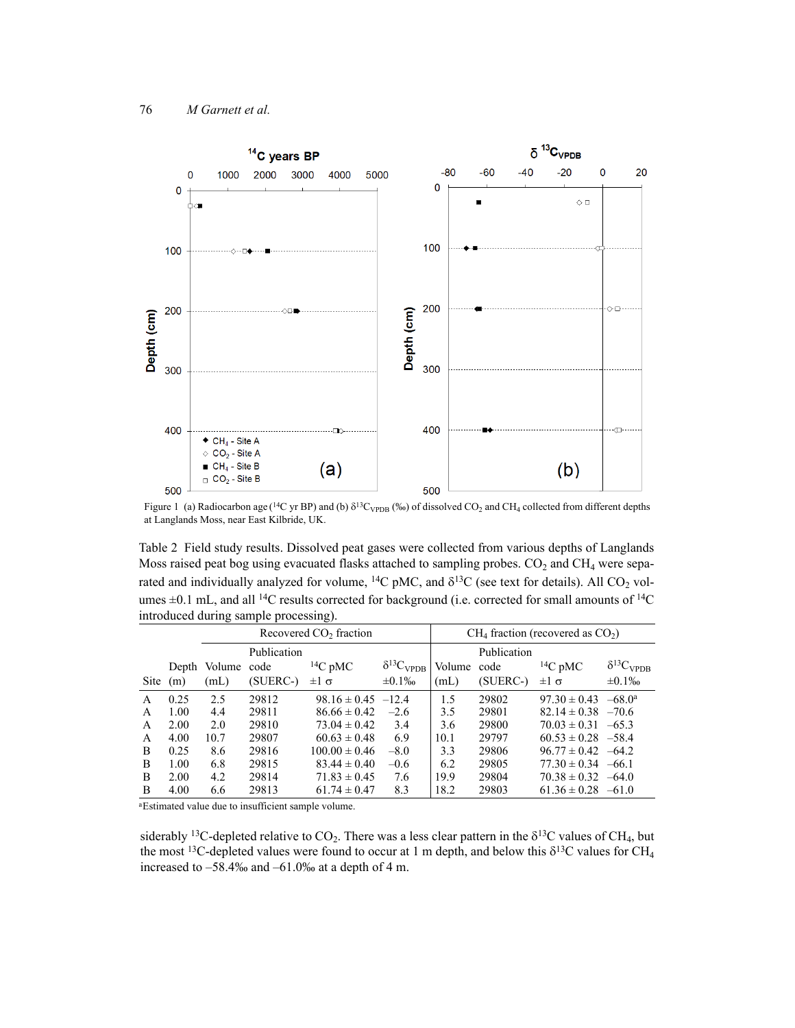Figure 1 (a) Radiocarbon age ($^{14}C$ yr BP) and (b) $\delta^{13}C_{VPDB}$ (‰) of dissolved $CO_2$ and $CH_4$ collected from different depths at Langlands Moss, near East Kilbride, UK.

Table 2 Field study results. Dissolved peat gases were collected from various depths of Langlands Moss raised peat bog using evacuated flasks attached to sampling probes. $CO_2$ and $CH_4$ were separated and individually analyzed for volume, $^{14}C$ pMC, and $\delta^{13}C$ (see text for details). All $CO_2$ volumes ±0.1 mL, and all $^{14}C$ results corrected for background (i.e. corrected for small amounts of $^{14}C$ introduced during sample processing).

| | | Recovered $CO_2$ fraction | | | | $CH_4$ fraction (recovered as $CO_2$) | | | |
|---|---|---|---|---|---|---|---|---|---|
| Site | Depth (m) | Volume (mL) | Publication code (SUERC-) | $^{14}C$ pMC ±1 σ | $\delta^{13}C_{VPDB}$ ±0.1‰ | Volume (mL) | Publication code (SUERC-) | $^{14}C$ pMC ±1 σ | $\delta^{13}C_{VPDB}$ ±0.1‰ |
| A | 0.25 | 2.5 | 29812 | 98.16 ± 0.45 | –12.4 | 1.5 | 29802 | 97.30 ± 0.43 | –68.0[a] |
| A | 1.00 | 4.4 | 29811 | 86.66 ± 0.42 | –2.6 | 3.5 | 29801 | 82.14 ± 0.38 | –70.6 |
| A | 2.00 | 2.0 | 29810 | 73.04 ± 0.42 | 3.4 | 3.6 | 29800 | 70.03 ± 0.31 | –65.3 |
| A | 4.00 | 10.7 | 29807 | 60.63 ± 0.48 | 6.9 | 10.1 | 29797 | 60.53 ± 0.28 | –58.4 |
| B | 0.25 | 8.6 | 29816 | 100.00 ± 0.46 | –8.0 | 3.3 | 29806 | 96.77 ± 0.42 | –64.2 |
| B | 1.00 | 6.8 | 29815 | 83.44 ± 0.40 | –0.6 | 6.2 | 29805 | 77.30 ± 0.34 | –66.1 |
| B | 2.00 | 4.2 | 29814 | 71.83 ± 0.45 | 7.6 | 19.9 | 29804 | 70.38 ± 0.32 | –64.0 |
| B | 4.00 | 6.6 | 29813 | 61.74 ± 0.47 | 8.3 | 18.2 | 29803 | 61.36 ± 0.28 | –61.0 |

[a]Estimated value due to insufficient sample volume.

siderably $^{13}C$-depleted relative to $CO_2$. There was a less clear pattern in the $\delta^{13}C$ values of $CH_4$, but the most $^{13}C$-depleted values were found to occur at 1 m depth, and below this $\delta^{13}C$ values for $CH_4$ increased to –58.4‰ and –61.0‰ at a depth of 4 m.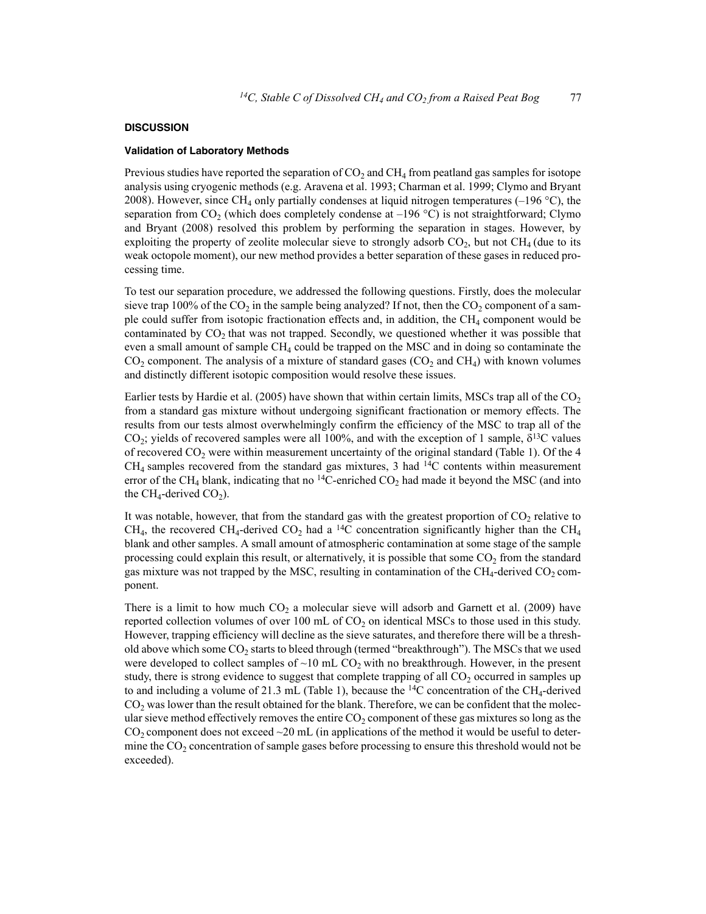## DISCUSSION

### Validation of Laboratory Methods

Previous studies have reported the separation of $CO_2$ and $CH_4$ from peatland gas samples for isotope analysis using cryogenic methods (e.g. Aravena et al. 1993; Charman et al. 1999; Clymo and Bryant 2008). However, since $CH_4$ only partially condenses at liquid nitrogen temperatures (–196 °C), the separation from $CO_2$ (which does completely condense at –196 °C) is not straightforward; Clymo and Bryant (2008) resolved this problem by performing the separation in stages. However, by exploiting the property of zeolite molecular sieve to strongly adsorb $CO_2$, but not $CH_4$ (due to its weak octopole moment), our new method provides a better separation of these gases in reduced processing time.

To test our separation procedure, we addressed the following questions. Firstly, does the molecular sieve trap 100% of the $CO_2$ in the sample being analyzed? If not, then the $CO_2$ component of a sample could suffer from isotopic fractionation effects and, in addition, the $CH_4$ component would be contaminated by $CO_2$ that was not trapped. Secondly, we questioned whether it was possible that even a small amount of sample $CH_4$ could be trapped on the MSC and in doing so contaminate the $CO_2$ component. The analysis of a mixture of standard gases ($CO_2$ and $CH_4$) with known volumes and distinctly different isotopic composition would resolve these issues.

Earlier tests by Hardie et al. (2005) have shown that within certain limits, MSCs trap all of the $CO_2$ from a standard gas mixture without undergoing significant fractionation or memory effects. The results from our tests almost overwhelmingly confirm the efficiency of the MSC to trap all of the $CO_2$; yields of recovered samples were all 100%, and with the exception of 1 sample, $\delta^{13}C$ values of recovered $CO_2$ were within measurement uncertainty of the original standard (Table 1). Of the 4 $CH_4$ samples recovered from the standard gas mixtures, 3 had $^{14}C$ contents within measurement error of the $CH_4$ blank, indicating that no $^{14}C$-enriched $CO_2$ had made it beyond the MSC (and into the $CH_4$-derived $CO_2$).

It was notable, however, that from the standard gas with the greatest proportion of $CO_2$ relative to $CH_4$, the recovered $CH_4$-derived $CO_2$ had a $^{14}C$ concentration significantly higher than the $CH_4$ blank and other samples. A small amount of atmospheric contamination at some stage of the sample processing could explain this result, or alternatively, it is possible that some $CO_2$ from the standard gas mixture was not trapped by the MSC, resulting in contamination of the $CH_4$-derived $CO_2$ component.

There is a limit to how much $CO_2$ a molecular sieve will adsorb and Garnett et al. (2009) have reported collection volumes of over 100 mL of $CO_2$ on identical MSCs to those used in this study. However, trapping efficiency will decline as the sieve saturates, and therefore there will be a threshold above which some $CO_2$ starts to bleed through (termed "breakthrough"). The MSCs that we used were developed to collect samples of ~10 mL $CO_2$ with no breakthrough. However, in the present study, there is strong evidence to suggest that complete trapping of all $CO_2$ occurred in samples up to and including a volume of 21.3 mL (Table 1), because the $^{14}C$ concentration of the $CH_4$-derived $CO_2$ was lower than the result obtained for the blank. Therefore, we can be confident that the molecular sieve method effectively removes the entire $CO_2$ component of these gas mixtures so long as the $CO_2$ component does not exceed ~20 mL (in applications of the method it would be useful to determine the $CO_2$ concentration of sample gases before processing to ensure this threshold would not be exceeded).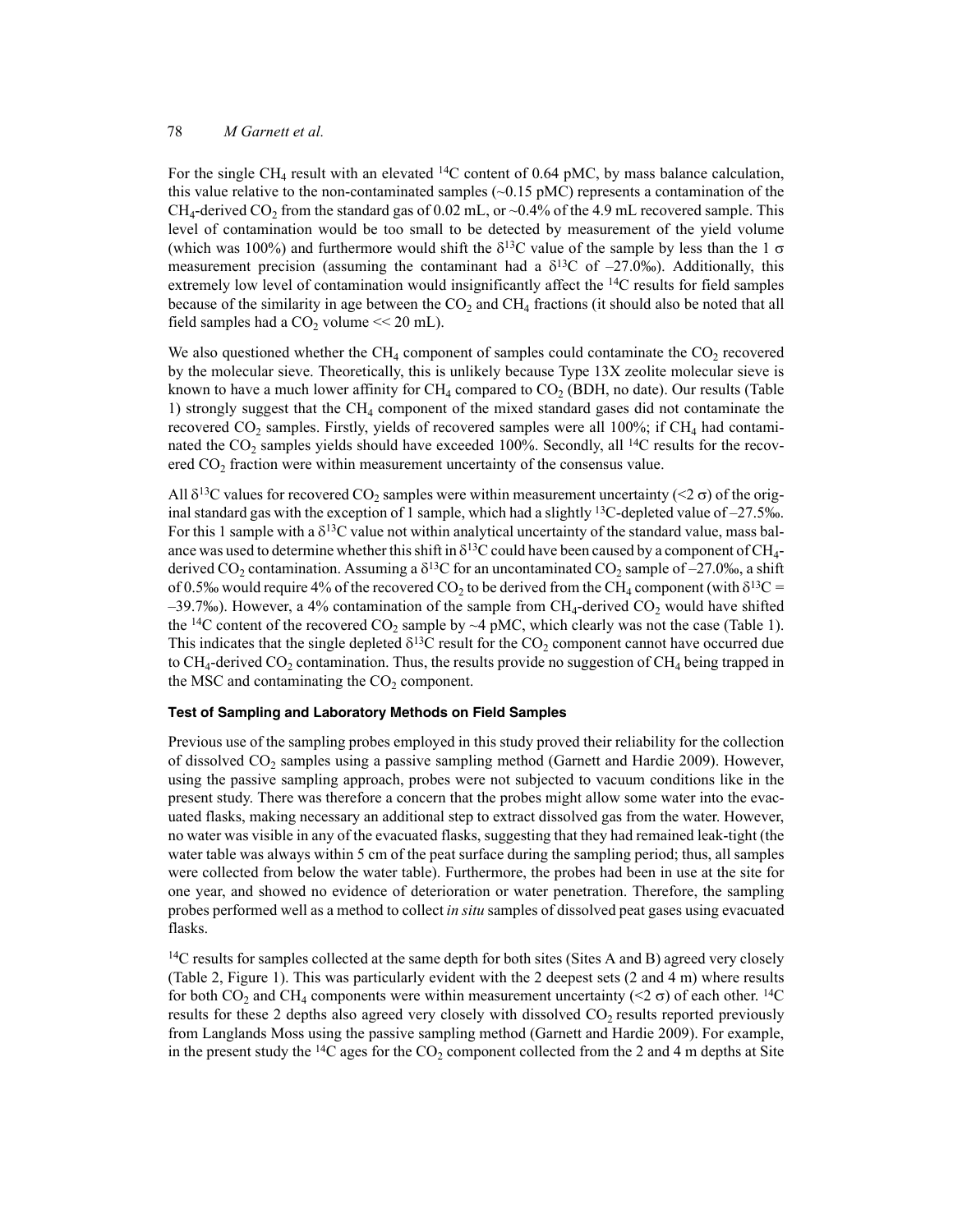For the single $CH_4$ result with an elevated $^{14}C$ content of 0.64 pMC, by mass balance calculation, this value relative to the non-contaminated samples (~0.15 pMC) represents a contamination of the $CH_4$-derived $CO_2$ from the standard gas of 0.02 mL, or ~0.4% of the 4.9 mL recovered sample. This level of contamination would be too small to be detected by measurement of the yield volume (which was 100%) and furthermore would shift the $\delta^{13}C$ value of the sample by less than the 1 $\sigma$ measurement precision (assuming the contaminant had a $\delta^{13}C$ of –27.0‰). Additionally, this extremely low level of contamination would insignificantly affect the $^{14}C$ results for field samples because of the similarity in age between the $CO_2$ and $CH_4$ fractions (it should also be noted that all field samples had a $CO_2$ volume << 20 mL).

We also questioned whether the $CH_4$ component of samples could contaminate the $CO_2$ recovered by the molecular sieve. Theoretically, this is unlikely because Type 13X zeolite molecular sieve is known to have a much lower affinity for $CH_4$ compared to $CO_2$ (BDH, no date). Our results (Table 1) strongly suggest that the $CH_4$ component of the mixed standard gases did not contaminate the recovered $CO_2$ samples. Firstly, yields of recovered samples were all 100%; if $CH_4$ had contaminated the $CO_2$ samples yields should have exceeded 100%. Secondly, all $^{14}C$ results for the recovered $CO_2$ fraction were within measurement uncertainty of the consensus value.

All $\delta^{13}C$ values for recovered $CO_2$ samples were within measurement uncertainty (<2 $\sigma$) of the original standard gas with the exception of 1 sample, which had a slightly $^{13}C$-depleted value of –27.5‰. For this 1 sample with a $\delta^{13}C$ value not within analytical uncertainty of the standard value, mass balance was used to determine whether this shift in $\delta^{13}C$ could have been caused by a component of $CH_4$-derived $CO_2$ contamination. Assuming a $\delta^{13}C$ for an uncontaminated $CO_2$ sample of –27.0‰, a shift of 0.5‰ would require 4% of the recovered $CO_2$ to be derived from the $CH_4$ component (with $\delta^{13}C$ = –39.7‰). However, a 4% contamination of the sample from $CH_4$-derived $CO_2$ would have shifted the $^{14}C$ content of the recovered $CO_2$ sample by ~4 pMC, which clearly was not the case (Table 1). This indicates that the single depleted $\delta^{13}C$ result for the $CO_2$ component cannot have occurred due to $CH_4$-derived $CO_2$ contamination. Thus, the results provide no suggestion of $CH_4$ being trapped in the MSC and contaminating the $CO_2$ component.

#### Test of Sampling and Laboratory Methods on Field Samples

Previous use of the sampling probes employed in this study proved their reliability for the collection of dissolved $CO_2$ samples using a passive sampling method (Garnett and Hardie 2009). However, using the passive sampling approach, probes were not subjected to vacuum conditions like in the present study. There was therefore a concern that the probes might allow some water into the evacuated flasks, making necessary an additional step to extract dissolved gas from the water. However, no water was visible in any of the evacuated flasks, suggesting that they had remained leak-tight (the water table was always within 5 cm of the peat surface during the sampling period; thus, all samples were collected from below the water table). Furthermore, the probes had been in use at the site for one year, and showed no evidence of deterioration or water penetration. Therefore, the sampling probes performed well as a method to collect *in situ* samples of dissolved peat gases using evacuated flasks.

$^{14}C$ results for samples collected at the same depth for both sites (Sites A and B) agreed very closely (Table 2, Figure 1). This was particularly evident with the 2 deepest sets (2 and 4 m) where results for both $CO_2$ and $CH_4$ components were within measurement uncertainty (<2 $\sigma$) of each other. $^{14}C$ results for these 2 depths also agreed very closely with dissolved $CO_2$ results reported previously from Langlands Moss using the passive sampling method (Garnett and Hardie 2009). For example, in the present study the $^{14}C$ ages for the $CO_2$ component collected from the 2 and 4 m depths at Site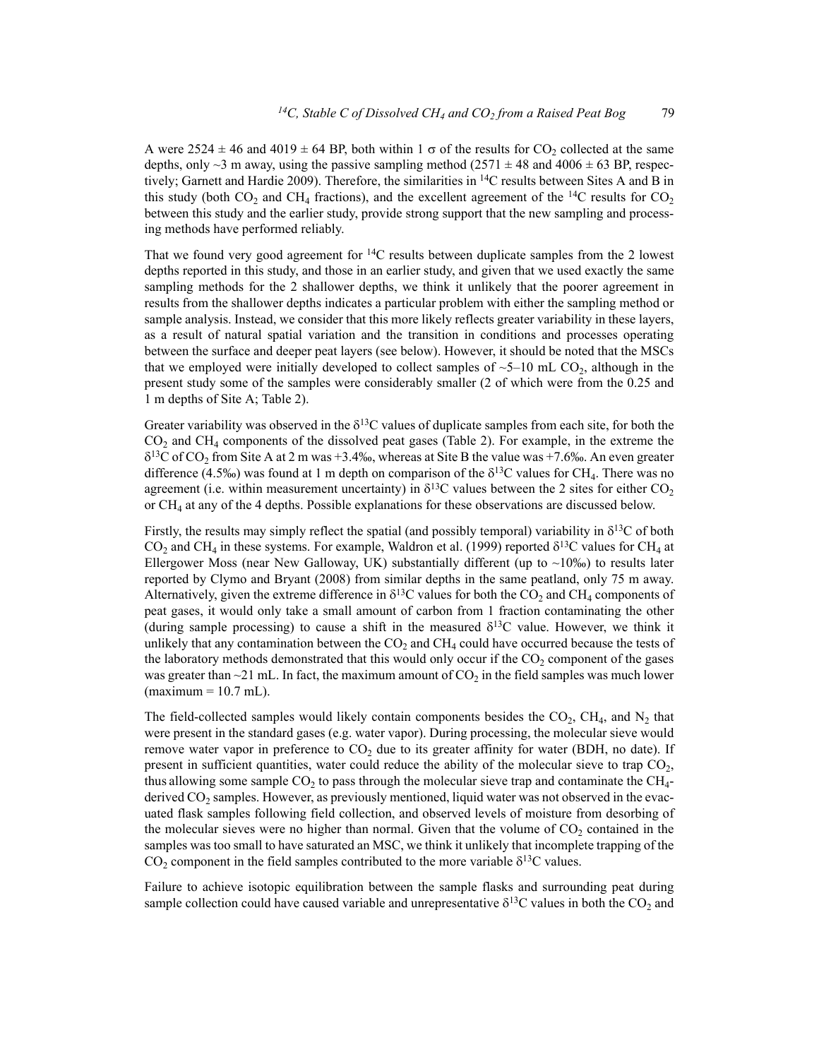A were 2524 ± 46 and 4019 ± 64 BP, both within 1 σ of the results for $CO_2$ collected at the same depths, only ~3 m away, using the passive sampling method (2571 ± 48 and 4006 ± 63 BP, respectively; Garnett and Hardie 2009). Therefore, the similarities in $^{14}C$ results between Sites A and B in this study (both $CO_2$ and $CH_4$ fractions), and the excellent agreement of the $^{14}C$ results for $CO_2$ between this study and the earlier study, provide strong support that the new sampling and processing methods have performed reliably.

That we found very good agreement for $^{14}C$ results between duplicate samples from the 2 lowest depths reported in this study, and those in an earlier study, and given that we used exactly the same sampling methods for the 2 shallower depths, we think it unlikely that the poorer agreement in results from the shallower depths indicates a particular problem with either the sampling method or sample analysis. Instead, we consider that this more likely reflects greater variability in these layers, as a result of natural spatial variation and the transition in conditions and processes operating between the surface and deeper peat layers (see below). However, it should be noted that the MSCs that we employed were initially developed to collect samples of ~5–10 mL $CO_2$, although in the present study some of the samples were considerably smaller (2 of which were from the 0.25 and 1 m depths of Site A; Table 2).

Greater variability was observed in the $\delta^{13}C$ values of duplicate samples from each site, for both the $CO_2$ and $CH_4$ components of the dissolved peat gases (Table 2). For example, in the extreme the $\delta^{13}C$ of $CO_2$ from Site A at 2 m was +3.4‰, whereas at Site B the value was +7.6‰. An even greater difference (4.5‰) was found at 1 m depth on comparison of the $\delta^{13}C$ values for $CH_4$. There was no agreement (i.e. within measurement uncertainty) in $\delta^{13}C$ values between the 2 sites for either $CO_2$ or $CH_4$ at any of the 4 depths. Possible explanations for these observations are discussed below.

Firstly, the results may simply reflect the spatial (and possibly temporal) variability in $\delta^{13}C$ of both $CO_2$ and $CH_4$ in these systems. For example, Waldron et al. (1999) reported $\delta^{13}C$ values for $CH_4$ at Ellergower Moss (near New Galloway, UK) substantially different (up to ~10‰) to results later reported by Clymo and Bryant (2008) from similar depths in the same peatland, only 75 m away. Alternatively, given the extreme difference in $\delta^{13}C$ values for both the $CO_2$ and $CH_4$ components of peat gases, it would only take a small amount of carbon from 1 fraction contaminating the other (during sample processing) to cause a shift in the measured $\delta^{13}C$ value. However, we think it unlikely that any contamination between the $CO_2$ and $CH_4$ could have occurred because the tests of the laboratory methods demonstrated that this would only occur if the $CO_2$ component of the gases was greater than ~21 mL. In fact, the maximum amount of $CO_2$ in the field samples was much lower (maximum = 10.7 mL).

The field-collected samples would likely contain components besides the $CO_2$, $CH_4$, and $N_2$ that were present in the standard gases (e.g. water vapor). During processing, the molecular sieve would remove water vapor in preference to $CO_2$ due to its greater affinity for water (BDH, no date). If present in sufficient quantities, water could reduce the ability of the molecular sieve to trap $CO_2$, thus allowing some sample $CO_2$ to pass through the molecular sieve trap and contaminate the $CH_4$-derived $CO_2$ samples. However, as previously mentioned, liquid water was not observed in the evacuated flask samples following field collection, and observed levels of moisture from desorbing of the molecular sieves were no higher than normal. Given that the volume of $CO_2$ contained in the samples was too small to have saturated an MSC, we think it unlikely that incomplete trapping of the $CO_2$ component in the field samples contributed to the more variable $\delta^{13}C$ values.

Failure to achieve isotopic equilibration between the sample flasks and surrounding peat during sample collection could have caused variable and unrepresentative $\delta^{13}C$ values in both the $CO_2$ and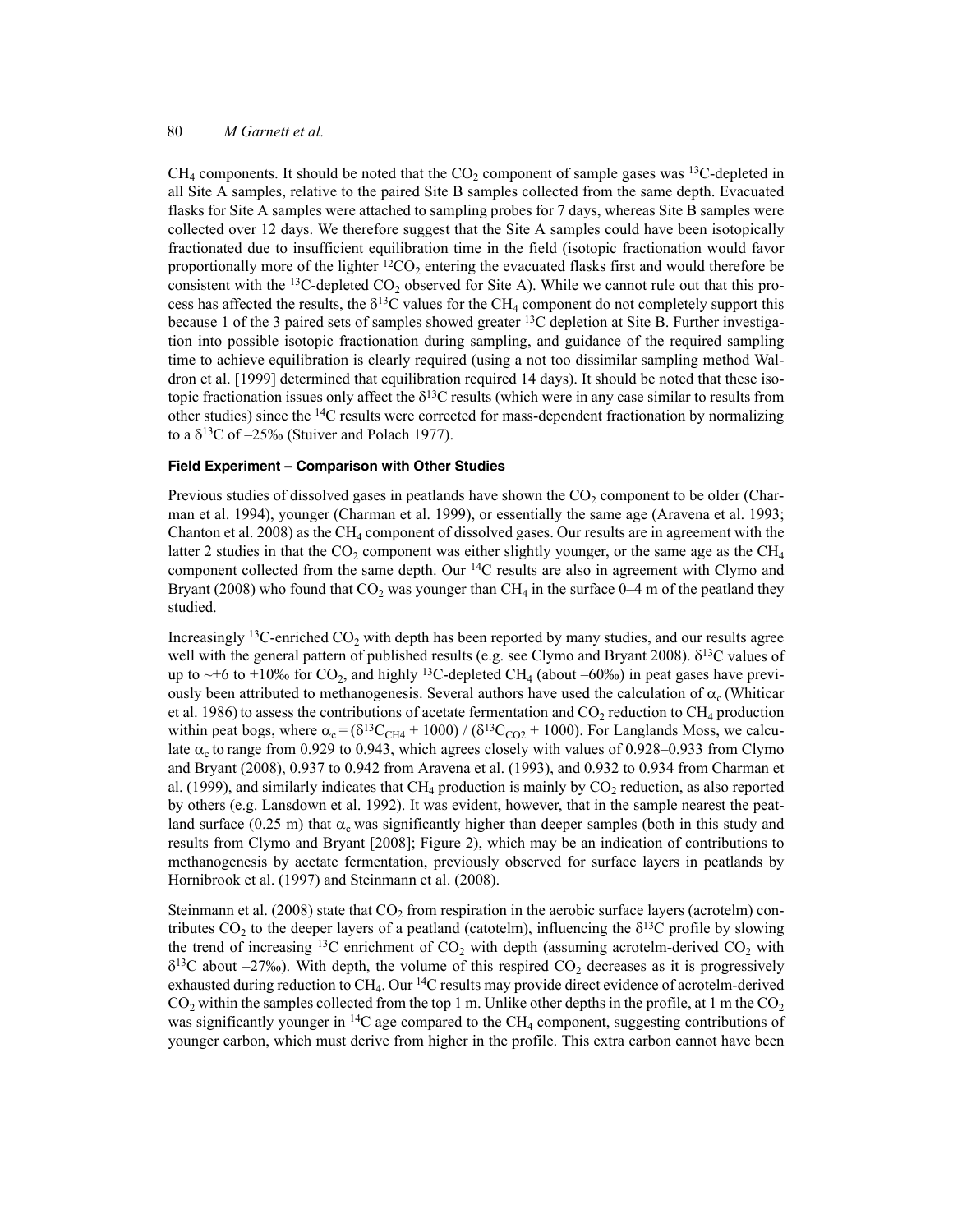$CH_4$ components. It should be noted that the $CO_2$ component of sample gases was $^{13}C$-depleted in all Site A samples, relative to the paired Site B samples collected from the same depth. Evacuated flasks for Site A samples were attached to sampling probes for 7 days, whereas Site B samples were collected over 12 days. We therefore suggest that the Site A samples could have been isotopically fractionated due to insufficient equilibration time in the field (isotopic fractionation would favor proportionally more of the lighter $^{12}CO_2$ entering the evacuated flasks first and would therefore be consistent with the $^{13}C$-depleted $CO_2$ observed for Site A). While we cannot rule out that this process has affected the results, the $\delta^{13}C$ values for the $CH_4$ component do not completely support this because 1 of the 3 paired sets of samples showed greater $^{13}C$ depletion at Site B. Further investigation into possible isotopic fractionation during sampling, and guidance of the required sampling time to achieve equilibration is clearly required (using a not too dissimilar sampling method Waldron et al. [1999] determined that equilibration required 14 days). It should be noted that these isotopic fractionation issues only affect the $\delta^{13}C$ results (which were in any case similar to results from other studies) since the $^{14}C$ results were corrected for mass-dependent fractionation by normalizing to a $\delta^{13}C$ of –25‰ (Stuiver and Polach 1977).

#### Field Experiment – Comparison with Other Studies

Previous studies of dissolved gases in peatlands have shown the $CO_2$ component to be older (Charman et al. 1994), younger (Charman et al. 1999), or essentially the same age (Aravena et al. 1993; Chanton et al. 2008) as the $CH_4$ component of dissolved gases. Our results are in agreement with the latter 2 studies in that the $CO_2$ component was either slightly younger, or the same age as the $CH_4$ component collected from the same depth. Our $^{14}C$ results are also in agreement with Clymo and Bryant (2008) who found that $CO_2$ was younger than $CH_4$ in the surface 0–4 m of the peatland they studied.

Increasingly $^{13}C$-enriched $CO_2$ with depth has been reported by many studies, and our results agree well with the general pattern of published results (e.g. see Clymo and Bryant 2008). $\delta^{13}C$ values of up to ~+6 to +10‰ for $CO_2$, and highly $^{13}C$-depleted $CH_4$ (about –60‰) in peat gases have previously been attributed to methanogenesis. Several authors have used the calculation of $\alpha_c$ (Whiticar et al. 1986) to assess the contributions of acetate fermentation and $CO_2$ reduction to $CH_4$ production within peat bogs, where $\alpha_c = (\delta^{13}C_{CH4} + 1000) / (\delta^{13}C_{CO2} + 1000)$. For Langlands Moss, we calculate $\alpha_c$ to range from 0.929 to 0.943, which agrees closely with values of 0.928–0.933 from Clymo and Bryant (2008), 0.937 to 0.942 from Aravena et al. (1993), and 0.932 to 0.934 from Charman et al. (1999), and similarly indicates that $CH_4$ production is mainly by $CO_2$ reduction, as also reported by others (e.g. Lansdown et al. 1992). It was evident, however, that in the sample nearest the peatland surface (0.25 m) that $\alpha_c$ was significantly higher than deeper samples (both in this study and results from Clymo and Bryant [2008]; Figure 2), which may be an indication of contributions to methanogenesis by acetate fermentation, previously observed for surface layers in peatlands by Hornibrook et al. (1997) and Steinmann et al. (2008).

Steinmann et al. (2008) state that $CO_2$ from respiration in the aerobic surface layers (acrotelm) contributes $CO_2$ to the deeper layers of a peatland (catotelm), influencing the $\delta^{13}C$ profile by slowing the trend of increasing $^{13}C$ enrichment of $CO_2$ with depth (assuming acrotelm-derived $CO_2$ with $\delta^{13}C$ about –27‰). With depth, the volume of this respired $CO_2$ decreases as it is progressively exhausted during reduction to $CH_4$. Our $^{14}C$ results may provide direct evidence of acrotelm-derived $CO_2$ within the samples collected from the top 1 m. Unlike other depths in the profile, at 1 m the $CO_2$ was significantly younger in $^{14}C$ age compared to the $CH_4$ component, suggesting contributions of younger carbon, which must derive from higher in the profile. This extra carbon cannot have been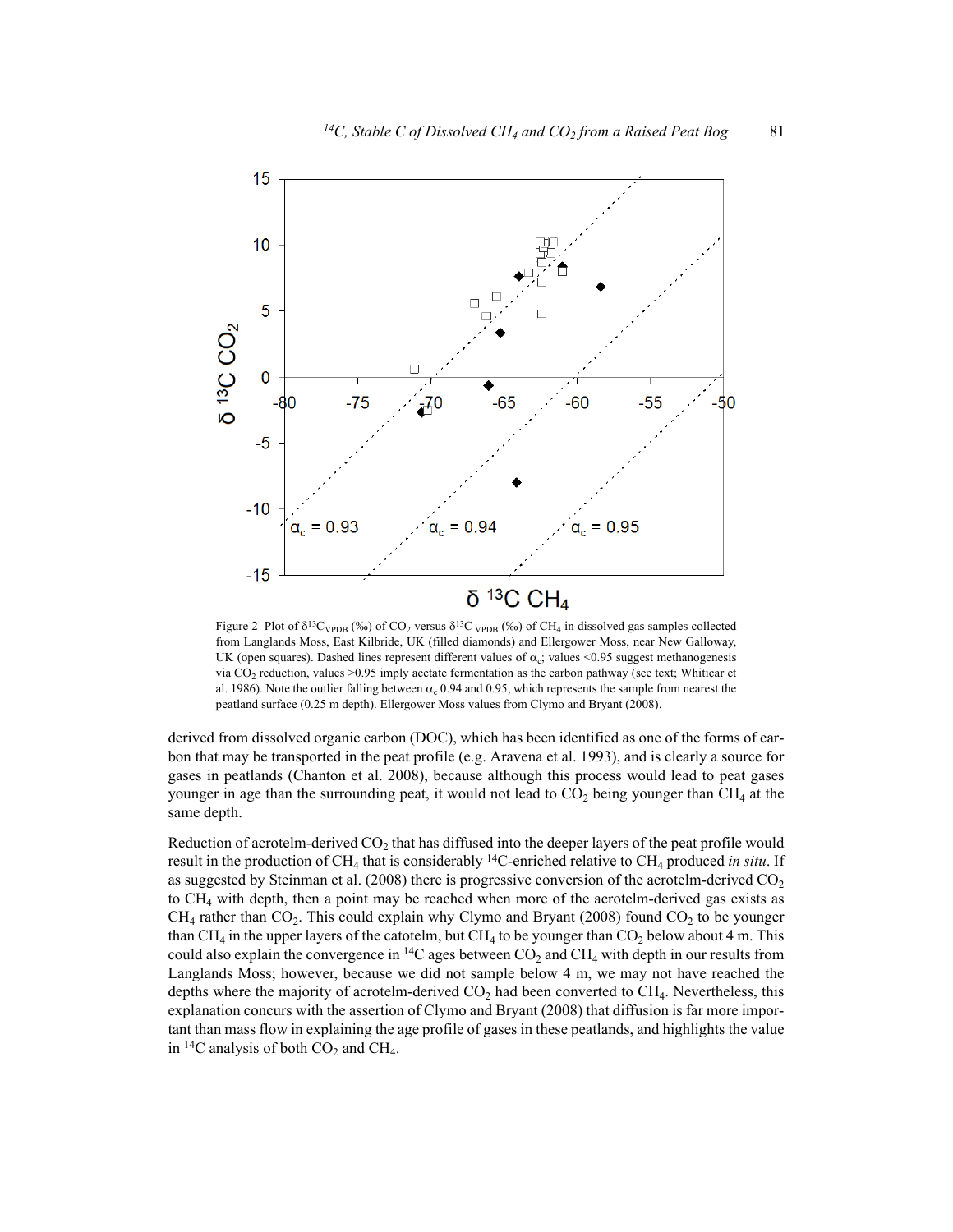Figure 2 Plot of $\delta^{13}C_{VPDB}$ (‰) of $CO_2$ versus $\delta^{13}C_{VPDB}$ (‰) of $CH_4$ in dissolved gas samples collected from Langlands Moss, East Kilbride, UK (filled diamonds) and Ellergower Moss, near New Galloway, UK (open squares). Dashed lines represent different values of $\alpha_c$; values <0.95 suggest methanogenesis via $CO_2$ reduction, values >0.95 imply acetate fermentation as the carbon pathway (see text; Whiticar et al. 1986). Note the outlier falling between $\alpha_c$ 0.94 and 0.95, which represents the sample from nearest the peatland surface (0.25 m depth). Ellergower Moss values from Clymo and Bryant (2008).

derived from dissolved organic carbon (DOC), which has been identified as one of the forms of carbon that may be transported in the peat profile (e.g. Aravena et al. 1993), and is clearly a source for gases in peatlands (Chanton et al. 2008), because although this process would lead to peat gases younger in age than the surrounding peat, it would not lead to $CO_2$ being younger than $CH_4$ at the same depth.

Reduction of acrotelm-derived $CO_2$ that has diffused into the deeper layers of the peat profile would result in the production of $CH_4$ that is considerably $^{14}C$-enriched relative to $CH_4$ produced *in situ*. If as suggested by Steinman et al. (2008) there is progressive conversion of the acrotelm-derived $CO_2$ to $CH_4$ with depth, then a point may be reached when more of the acrotelm-derived gas exists as $CH_4$ rather than $CO_2$. This could explain why Clymo and Bryant (2008) found $CO_2$ to be younger than $CH_4$ in the upper layers of the catotelm, but $CH_4$ to be younger than $CO_2$ below about 4 m. This could also explain the convergence in $^{14}C$ ages between $CO_2$ and $CH_4$ with depth in our results from Langlands Moss; however, because we did not sample below 4 m, we may not have reached the depths where the majority of acrotelm-derived $CO_2$ had been converted to $CH_4$. Nevertheless, this explanation concurs with the assertion of Clymo and Bryant (2008) that diffusion is far more important than mass flow in explaining the age profile of gases in these peatlands, and highlights the value in $^{14}C$ analysis of both $CO_2$ and $CH_4$.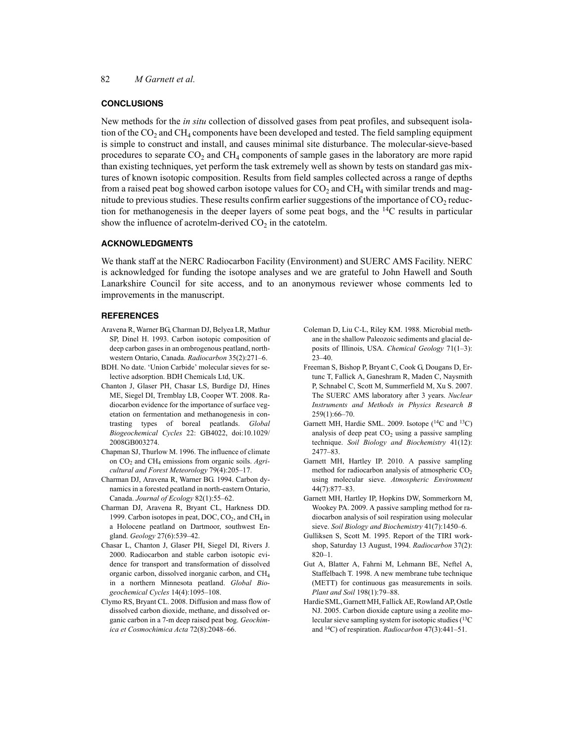## CONCLUSIONS

New methods for the *in situ* collection of dissolved gases from peat profiles, and subsequent isolation of the $CO_2$ and $CH_4$ components have been developed and tested. The field sampling equipment is simple to construct and install, and causes minimal site disturbance. The molecular-sieve-based procedures to separate $CO_2$ and $CH_4$ components of sample gases in the laboratory are more rapid than existing techniques, yet perform the task extremely well as shown by tests on standard gas mixtures of known isotopic composition. Results from field samples collected across a range of depths from a raised peat bog showed carbon isotope values for $CO_2$ and $CH_4$ with similar trends and magnitude to previous studies. These results confirm earlier suggestions of the importance of $CO_2$ reduction for methanogenesis in the deeper layers of some peat bogs, and the $^{14}C$ results in particular show the influence of acrotelm-derived $CO_2$ in the catotelm.

## ACKNOWLEDGMENTS

We thank staff at the NERC Radiocarbon Facility (Environment) and SUERC AMS Facility. NERC is acknowledged for funding the isotope analyses and we are grateful to John Hawell and South Lanarkshire Council for site access, and to an anonymous reviewer whose comments led to improvements in the manuscript.

## REFERENCES

Aravena R, Warner BG, Charman DJ, Belyea LR, Mathur SP, Dinel H. 1993. Carbon isotopic composition of deep carbon gases in an ombrogenous peatland, northwestern Ontario, Canada. *Radiocarbon* 35(2):271–6.

BDH. No date. 'Union Carbide' molecular sieves for selective adsorption. BDH Chemicals Ltd, UK.

Chanton J, Glaser PH, Chasar LS, Burdige DJ, Hines ME, Siegel DI, Tremblay LB, Cooper WT. 2008. Radiocarbon evidence for the importance of surface vegetation on fermentation and methanogenesis in contrasting types of boreal peatlands. *Global Biogeochemical Cycles* 22: GB4022, doi:10.1029/2008GB003274.

Chapman SJ, Thurlow M. 1996. The influence of climate on $CO_2$ and $CH_4$ emissions from organic soils. *Agricultural and Forest Meteorology* 79(4):205–17.

Charman DJ, Aravena R, Warner BG. 1994. Carbon dynamics in a forested peatland in north-eastern Ontario, Canada. *Journal of Ecology* 82(1):55–62.

Charman DJ, Aravena R, Bryant CL, Harkness DD. 1999. Carbon isotopes in peat, DOC, $CO_2$, and $CH_4$ in a Holocene peatland on Dartmoor, southwest England. *Geology* 27(6):539–42.

Chasar L, Chanton J, Glaser PH, Siegel DI, Rivers J. 2000. Radiocarbon and stable carbon isotopic evidence for transport and transformation of dissolved organic carbon, dissolved inorganic carbon, and $CH_4$ in a northern Minnesota peatland. *Global Biogeochemical Cycles* 14(4):1095–108.

Clymo RS, Bryant CL. 2008. Diffusion and mass flow of dissolved carbon dioxide, methane, and dissolved organic carbon in a 7-m deep raised peat bog. *Geochimica et Cosmochimica Acta* 72(8):2048–66.

Coleman D, Liu C-L, Riley KM. 1988. Microbial methane in the shallow Paleozoic sediments and glacial deposits of Illinois, USA. *Chemical Geology* 71(1–3): 23–40.

Freeman S, Bishop P, Bryant C, Cook G, Dougans D, Ertunc T, Fallick A, Ganeshram R, Maden C, Naysmith P, Schnabel C, Scott M, Summerfield M, Xu S. 2007. The SUERC AMS laboratory after 3 years. *Nuclear Instruments and Methods in Physics Research B* 259(1):66–70.

Garnett MH, Hardie SML. 2009. Isotope ($^{14}C$ and $^{13}C$) analysis of deep peat $CO_2$ using a passive sampling technique. *Soil Biology and Biochemistry* 41(12): 2477–83.

Garnett MH, Hartley IP. 2010. A passive sampling method for radiocarbon analysis of atmospheric $CO_2$ using molecular sieve. *Atmospheric Environment* 44(7):877–83.

Garnett MH, Hartley IP, Hopkins DW, Sommerkorn M, Wookey PA. 2009. A passive sampling method for radiocarbon analysis of soil respiration using molecular sieve. *Soil Biology and Biochemistry* 41(7):1450–6.

Gulliksen S, Scott M. 1995. Report of the TIRI workshop, Saturday 13 August, 1994. *Radiocarbon* 37(2): 820–1.

Gut A, Blatter A, Fahrni M, Lehmann BE, Neftel A, Staffelbach T. 1998. A new membrane tube technique (METT) for continuous gas measurements in soils. *Plant and Soil* 198(1):79–88.

Hardie SML, Garnett MH, Fallick AE, Rowland AP, Ostle NJ. 2005. Carbon dioxide capture using a zeolite molecular sieve sampling system for isotopic studies ($^{13}C$ and $^{14}C$) of respiration. *Radiocarbon* 47(3):441–51.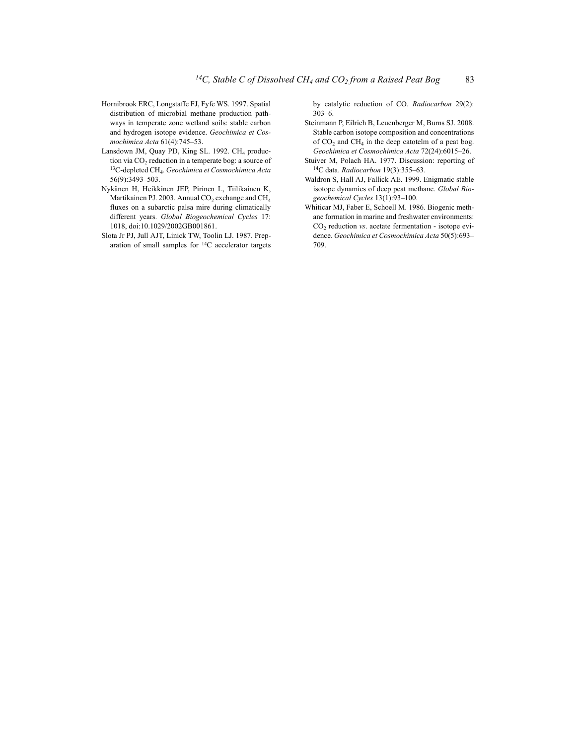Hornibrook ERC, Longstaffe FJ, Fyfe WS. 1997. Spatial distribution of microbial methane production pathways in temperate zone wetland soils: stable carbon and hydrogen isotope evidence. *Geochimica et Cosmochimica Acta* 61(4):745–53.

Lansdown JM, Quay PD, King SL. 1992. $CH_4$ production via $CO_2$ reduction in a temperate bog: a source of $^{13}C$-depleted $CH_4$. *Geochimica et Cosmochimica Acta* 56(9):3493–503.

Nykänen H, Heikkinen JEP, Pirinen L, Tiilikainen K, Martikainen PJ. 2003. Annual $CO_2$ exchange and $CH_4$ fluxes on a subarctic palsa mire during climatically different years. *Global Biogeochemical Cycles* 17: 1018, doi:10.1029/2002GB001861.

Slota Jr PJ, Jull AJT, Linick TW, Toolin LJ. 1987. Preparation of small samples for $^{14}C$ accelerator targets by catalytic reduction of CO. *Radiocarbon* 29(2): 303–6.

Steinmann P, Eilrich B, Leuenberger M, Burns SJ. 2008. Stable carbon isotope composition and concentrations of $CO_2$ and $CH_4$ in the deep catotelm of a peat bog. *Geochimica et Cosmochimica Acta* 72(24):6015–26.

Stuiver M, Polach HA. 1977. Discussion: reporting of $^{14}C$ data. *Radiocarbon* 19(3):355–63.

Waldron S, Hall AJ, Fallick AE. 1999. Enigmatic stable isotope dynamics of deep peat methane. *Global Biogeochemical Cycles* 13(1):93–100.

Whiticar MJ, Faber E, Schoell M. 1986. Biogenic methane formation in marine and freshwater environments: $CO_2$ reduction *vs*. acetate fermentation - isotope evidence. *Geochimica et Cosmochimica Acta* 50(5):693–709.